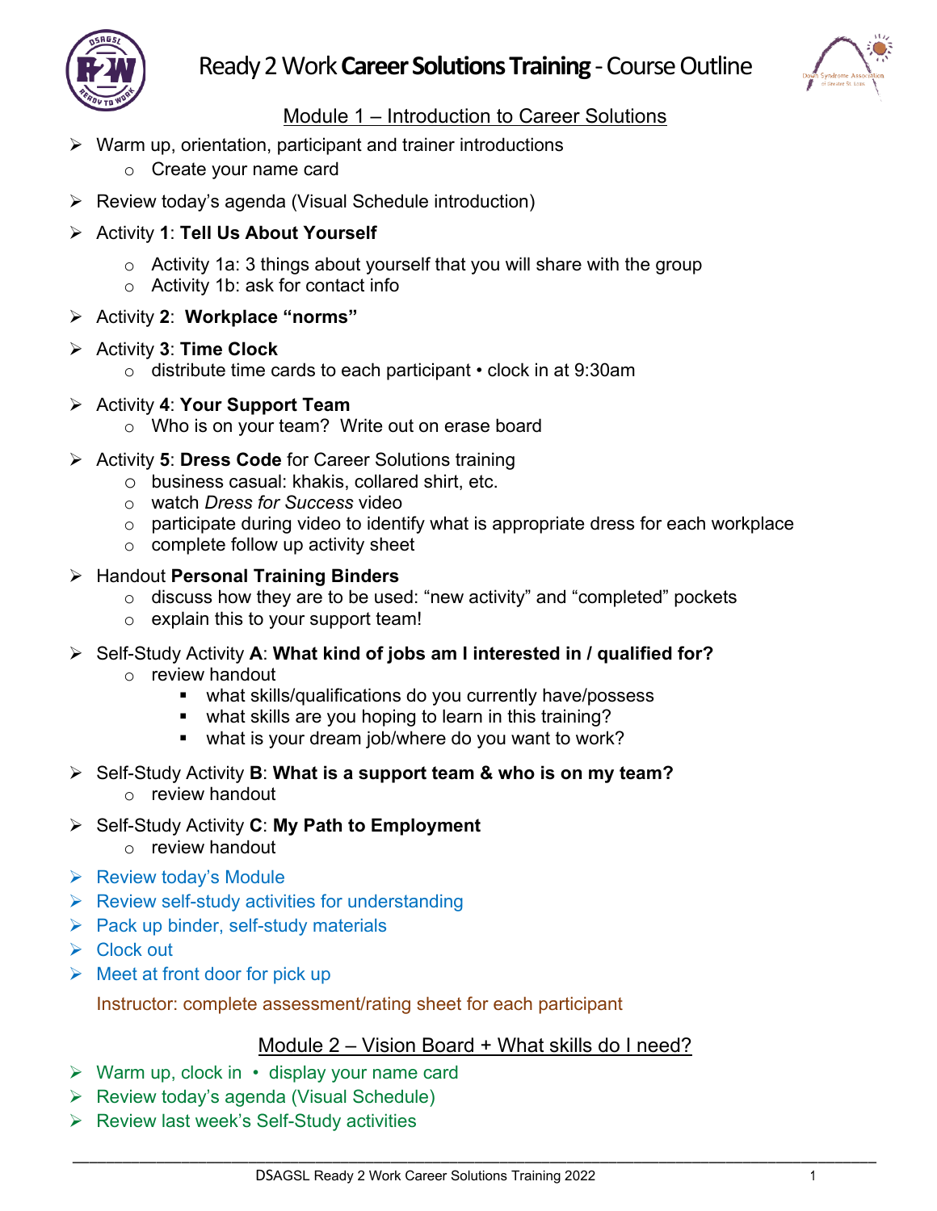# Ready 2 Work **Career Solutions Training** - Course Outline

## Module 1 – Introduction to Career Solutions

- Warm up, orientation, participant and trainer introductions
  - Create your name card
- Review today's agenda (Visual Schedule introduction)
- Activity **1**: **Tell Us About Yourself**
  - Activity 1a: 3 things about yourself that you will share with the group
  - Activity 1b: ask for contact info
- Activity **2**: **Workplace "norms"**
- Activity **3**: **Time Clock**
  - distribute time cards to each participant • clock in at 9:30am
- Activity **4**: **Your Support Team**
  - Who is on your team? Write out on erase board
- Activity **5**: **Dress Code** for Career Solutions training
  - business casual: khakis, collared shirt, etc.
  - watch *Dress for Success* video
  - participate during video to identify what is appropriate dress for each workplace
  - complete follow up activity sheet
- Handout **Personal Training Binders**
  - discuss how they are to be used: "new activity" and "completed" pockets
  - explain this to your support team!
- Self-Study Activity **A**: **What kind of jobs am I interested in / qualified for?**
  - review handout
    - what skills/qualifications do you currently have/possess
    - what skills are you hoping to learn in this training?
    - what is your dream job/where do you want to work?
- Self-Study Activity **B**: **What is a support team & who is on my team?**
  - review handout
- Self-Study Activity **C**: **My Path to Employment**
  - review handout
- Review today's Module
- Review self-study activities for understanding
- Pack up binder, self-study materials
- Clock out
- Meet at front door for pick up

Instructor: complete assessment/rating sheet for each participant

## Module 2 – Vision Board + What skills do I need?

- Warm up, clock in • display your name card
- Review today's agenda (Visual Schedule)
- Review last week's Self-Study activities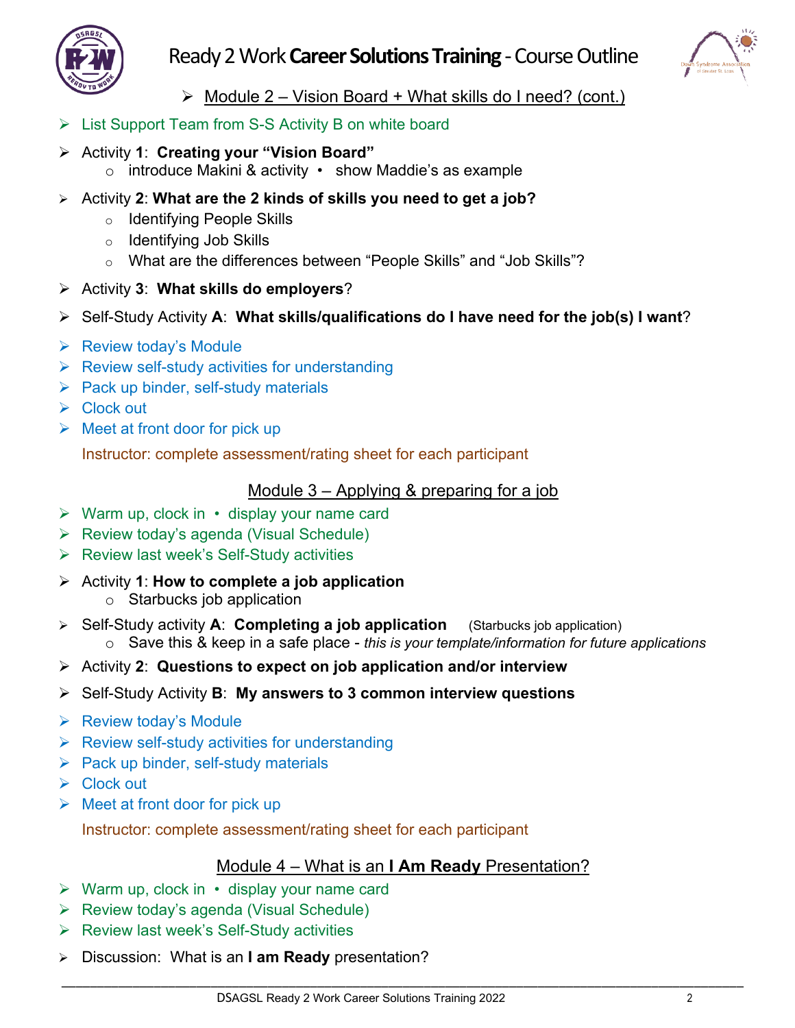# Ready 2 Work **Career Solutions Training** - Course Outline

## Module 2 – Vision Board + What skills do I need? (cont.)

- List Support Team from S-S Activity B on white board
- Activity **1**: **Creating your "Vision Board"**
  - introduce Makini & activity • show Maddie's as example
- Activity **2**: **What are the 2 kinds of skills you need to get a job?**
  - Identifying People Skills
  - Identifying Job Skills
  - What are the differences between "People Skills" and "Job Skills"?
- Activity **3**: **What skills do employers**?
- Self-Study Activity **A**: **What skills/qualifications do I have need for the job(s) I want**?
- Review today's Module
- Review self-study activities for understanding
- Pack up binder, self-study materials
- Clock out
- Meet at front door for pick up

Instructor: complete assessment/rating sheet for each participant

## Module 3 – Applying & preparing for a job

- Warm up, clock in • display your name card
- Review today's agenda (Visual Schedule)
- Review last week's Self-Study activities
- Activity **1**: **How to complete a job application**
  - Starbucks job application
- Self-Study activity **A**: **Completing a job application** (Starbucks job application)
  - Save this & keep in a safe place - *this is your template/information for future applications*
- Activity **2**: **Questions to expect on job application and/or interview**
- Self-Study Activity **B**: **My answers to 3 common interview questions**
- Review today's Module
- Review self-study activities for understanding
- Pack up binder, self-study materials
- Clock out
- Meet at front door for pick up

Instructor: complete assessment/rating sheet for each participant

## Module 4 – What is an **I Am Ready** Presentation?

- Warm up, clock in • display your name card
- Review today's agenda (Visual Schedule)
- Review last week's Self-Study activities
- Discussion: What is an **I am Ready** presentation?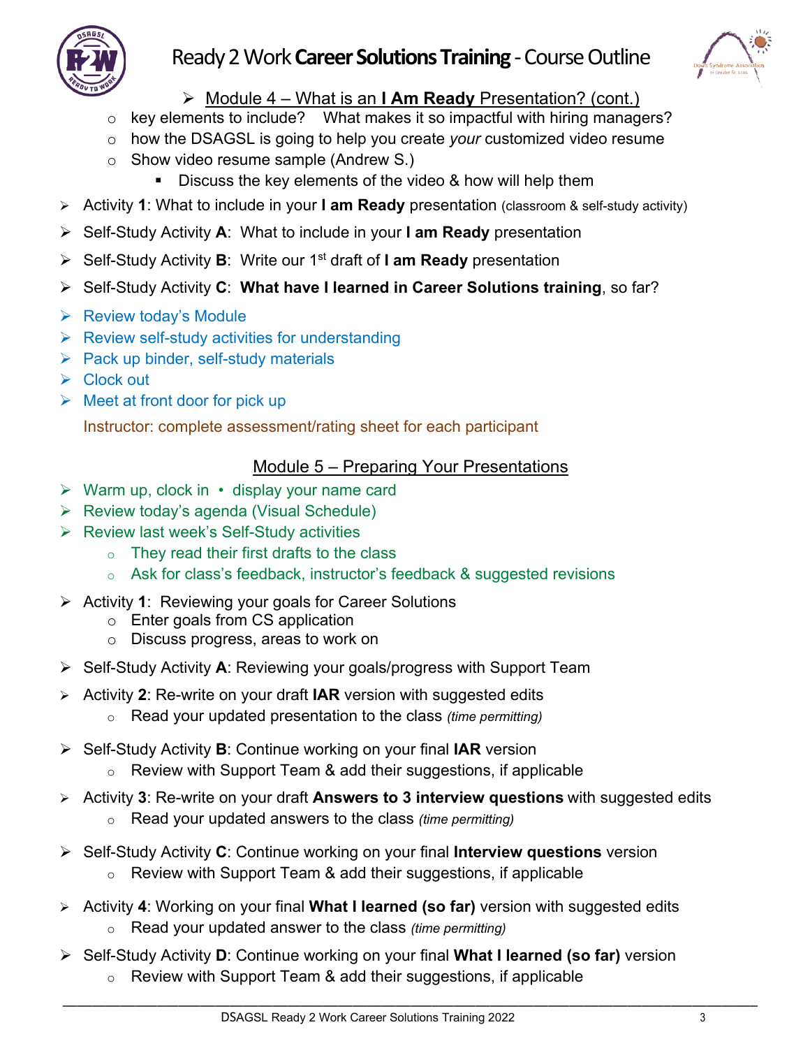- Module 4 – What is an **I Am Ready** Presentation? (cont.)
  - key elements to include? What makes it so impactful with hiring managers?
  - how the DSAGSL is going to help you create *your* customized video resume
  - Show video resume sample (Andrew S.)
    - Discuss the key elements of the video & how will help them
- Activity **1**: What to include in your **I am Ready** presentation (classroom & self-study activity)
- Self-Study Activity **A**: What to include in your **I am Ready** presentation
- Self-Study Activity **B**: Write our 1st draft of **I am Ready** presentation
- Self-Study Activity **C**: **What have I learned in Career Solutions training**, so far?
- Review today's Module
- Review self-study activities for understanding
- Pack up binder, self-study materials
- Clock out
- Meet at front door for pick up

Instructor: complete assessment/rating sheet for each participant

## Module 5 – Preparing Your Presentations

- Warm up, clock in • display your name card
- Review today's agenda (Visual Schedule)
- Review last week's Self-Study activities
  - They read their first drafts to the class
  - Ask for class's feedback, instructor's feedback & suggested revisions
- Activity **1**: Reviewing your goals for Career Solutions
  - Enter goals from CS application
  - Discuss progress, areas to work on
- Self-Study Activity **A**: Reviewing your goals/progress with Support Team
- Activity **2**: Re-write on your draft **IAR** version with suggested edits
  - Read your updated presentation to the class *(time permitting)*
- Self-Study Activity **B**: Continue working on your final **IAR** version
  - Review with Support Team & add their suggestions, if applicable
- Activity **3**: Re-write on your draft **Answers to 3 interview questions** with suggested edits
  - Read your updated answers to the class *(time permitting)*
- Self-Study Activity **C**: Continue working on your final **Interview questions** version
  - Review with Support Team & add their suggestions, if applicable
- Activity **4**: Working on your final **What I learned (so far)** version with suggested edits
  - Read your updated answer to the class *(time permitting)*
- Self-Study Activity **D**: Continue working on your final **What I learned (so far)** version
  - Review with Support Team & add their suggestions, if applicable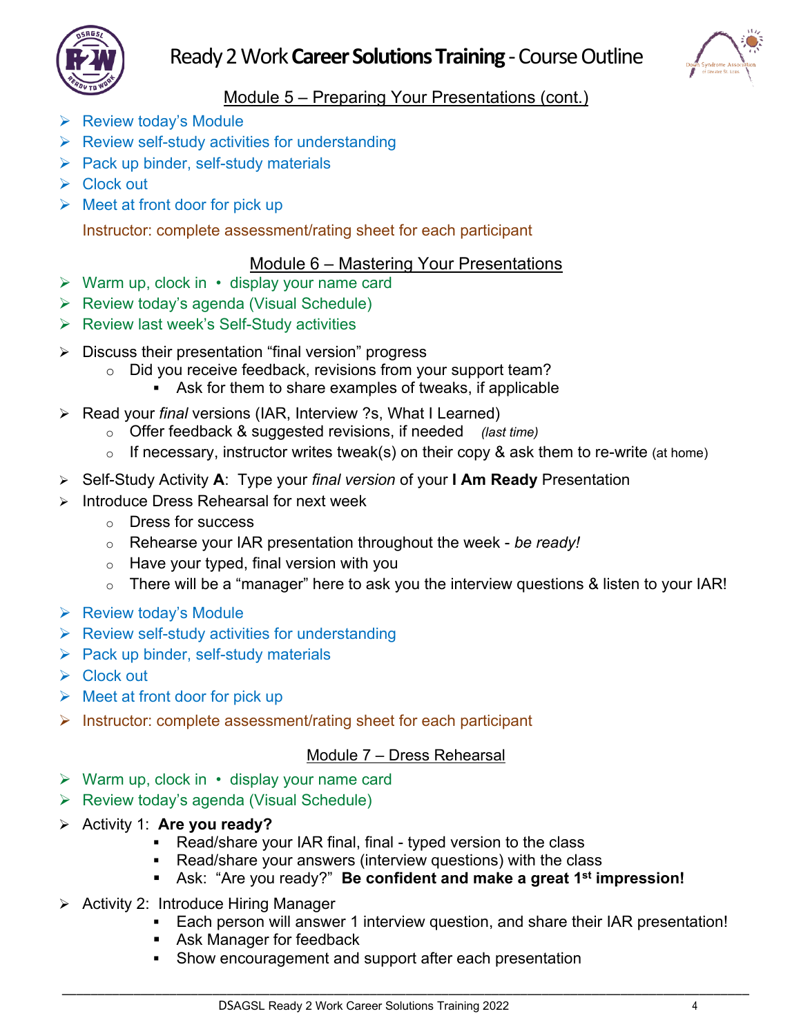# Ready 2 Work **Career Solutions Training** - Course Outline

## Module 5 – Preparing Your Presentations (cont.)

- Review today's Module
- Review self-study activities for understanding
- Pack up binder, self-study materials
- Clock out
- Meet at front door for pick up

Instructor: complete assessment/rating sheet for each participant

## Module 6 – Mastering Your Presentations

- Warm up, clock in • display your name card
- Review today's agenda (Visual Schedule)
- Review last week's Self-Study activities
- Discuss their presentation "final version" progress
  - Did you receive feedback, revisions from your support team?
    - Ask for them to share examples of tweaks, if applicable
- Read your *final* versions (IAR, Interview ?s, What I Learned)
  - Offer feedback & suggested revisions, if needed *(last time)*
  - If necessary, instructor writes tweak(s) on their copy & ask them to re-write (at home)
- Self-Study Activity **A**: Type your *final version* of your **I Am Ready** Presentation
- Introduce Dress Rehearsal for next week
  - Dress for success
  - Rehearse your IAR presentation throughout the week - *be ready!*
  - Have your typed, final version with you
  - There will be a "manager" here to ask you the interview questions & listen to your IAR!
- Review today's Module
- Review self-study activities for understanding
- Pack up binder, self-study materials
- Clock out
- Meet at front door for pick up
- Instructor: complete assessment/rating sheet for each participant

## Module 7 – Dress Rehearsal

- Warm up, clock in • display your name card
- Review today's agenda (Visual Schedule)
- Activity 1: **Are you ready?**
  - Read/share your IAR final, final - typed version to the class
  - Read/share your answers (interview questions) with the class
  - Ask: "Are you ready?" **Be confident and make a great 1st impression!**
- Activity 2: Introduce Hiring Manager
  - Each person will answer 1 interview question, and share their IAR presentation!
  - Ask Manager for feedback
  - Show encouragement and support after each presentation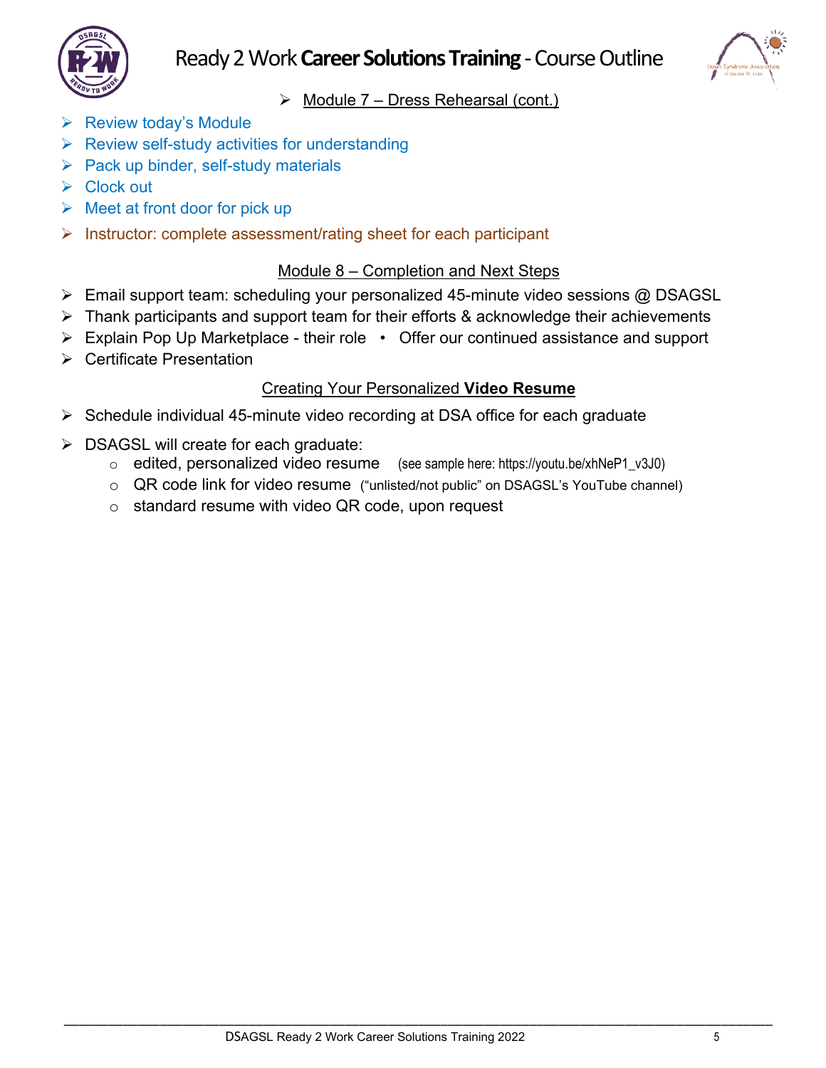- Module 7 – Dress Rehearsal (cont.)

- Review today's Module
- Review self-study activities for understanding
- Pack up binder, self-study materials
- Clock out
- Meet at front door for pick up
- Instructor: complete assessment/rating sheet for each participant

## Module 8 – Completion and Next Steps

- Email support team: scheduling your personalized 45-minute video sessions @ DSAGSL
- Thank participants and support team for their efforts & acknowledge their achievements
- Explain Pop Up Marketplace - their role • Offer our continued assistance and support
- Certificate Presentation

## Creating Your Personalized **Video Resume**

- Schedule individual 45-minute video recording at DSA office for each graduate
- DSAGSL will create for each graduate:
  - edited, personalized video resume (see sample here: https://youtu.be/xhNeP1_v3J0)
  - QR code link for video resume ("unlisted/not public" on DSAGSL's YouTube channel)
  - standard resume with video QR code, upon request